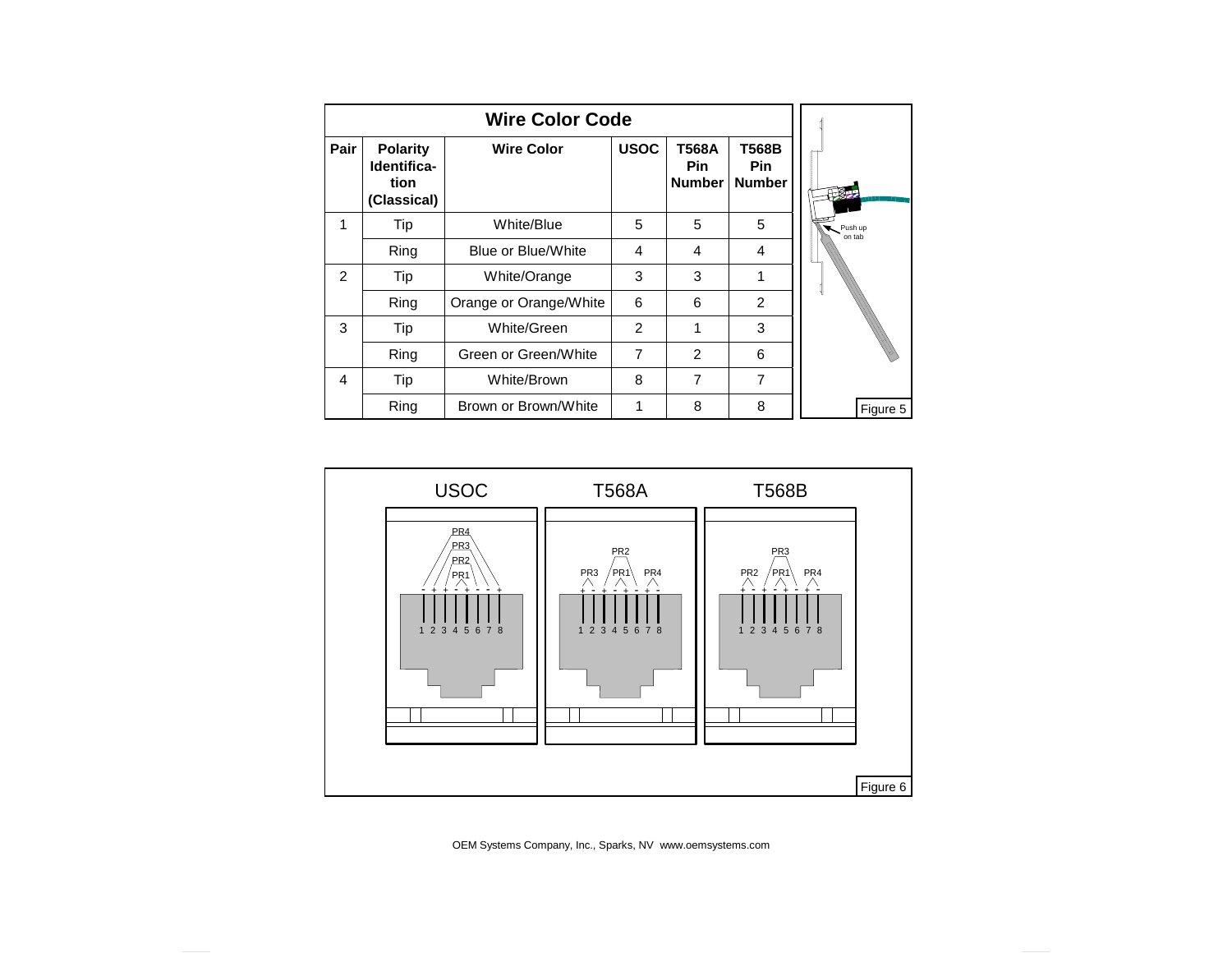## Wire Color Code

| Pair | Polarity Identification (Classical) | Wire Color | USOC | T568A Pin Number | T568B Pin Number |
|---|---|---|---|---|---|
| 1 | Tip | White/Blue | 5 | 5 | 5 |
| | Ring | Blue or Blue/White | 4 | 4 | 4 |
| 2 | Tip | White/Orange | 3 | 3 | 1 |
| | Ring | Orange or Orange/White | 6 | 6 | 2 |
| 3 | Tip | White/Green | 2 | 1 | 3 |
| | Ring | Green or Green/White | 7 | 2 | 6 |
| 4 | Tip | White/Brown | 8 | 7 | 7 |
| | Ring | Brown or Brown/White | 1 | 8 | 8 |

Push up on tab

Figure 5

USOC

PR4 PR3 PR2 PR1

- + + - + - - +

1 2 3 4 5 6 7 8

T568A

PR2

PR3 PR1 PR4

+ - + - + - + -

1 2 3 4 5 6 7 8

T568B

PR3

PR2 PR1 PR4

+ - + - + - + -

1 2 3 4 5 6 7 8

Figure 6

OEM Systems Company, Inc., Sparks, NV www.oemsystems.com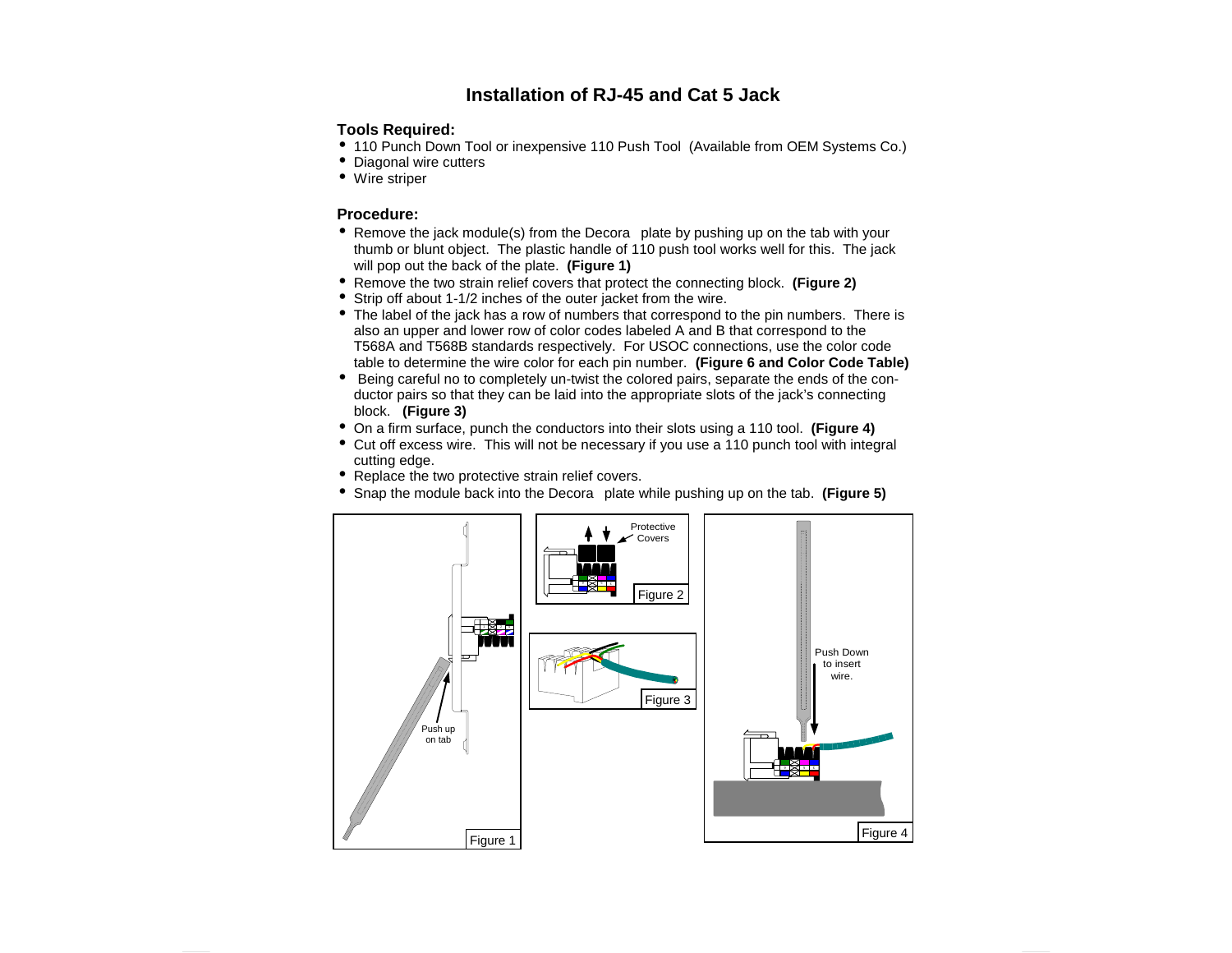# Installation of RJ-45 and Cat 5 Jack

**Tools Required:**

- 110 Punch Down Tool or inexpensive 110 Push Tool (Available from OEM Systems Co.)
- Diagonal wire cutters
- Wire striper

**Procedure:**

- Remove the jack module(s) from the Decora plate by pushing up on the tab with your thumb or blunt object. The plastic handle of 110 push tool works well for this. The jack will pop out the back of the plate. **(Figure 1)**
- Remove the two strain relief covers that protect the connecting block. **(Figure 2)**
- Strip off about 1-1/2 inches of the outer jacket from the wire.
- The label of the jack has a row of numbers that correspond to the pin numbers. There is also an upper and lower row of color codes labeled A and B that correspond to the T568A and T568B standards respectively. For USOC connections, use the color code table to determine the wire color for each pin number. **(Figure 6 and Color Code Table)**
- Being careful no to completely un-twist the colored pairs, separate the ends of the conductor pairs so that they can be laid into the appropriate slots of the jack's connecting block. **(Figure 3)**
- On a firm surface, punch the conductors into their slots using a 110 tool. **(Figure 4)**
- Cut off excess wire. This will not be necessary if you use a 110 punch tool with integral cutting edge.
- Replace the two protective strain relief covers.
- Snap the module back into the Decora plate while pushing up on the tab. **(Figure 5)**

Push up on tab

Figure 1

Protective Covers

Figure 2

Figure 3

Push Down to insert wire.

Figure 4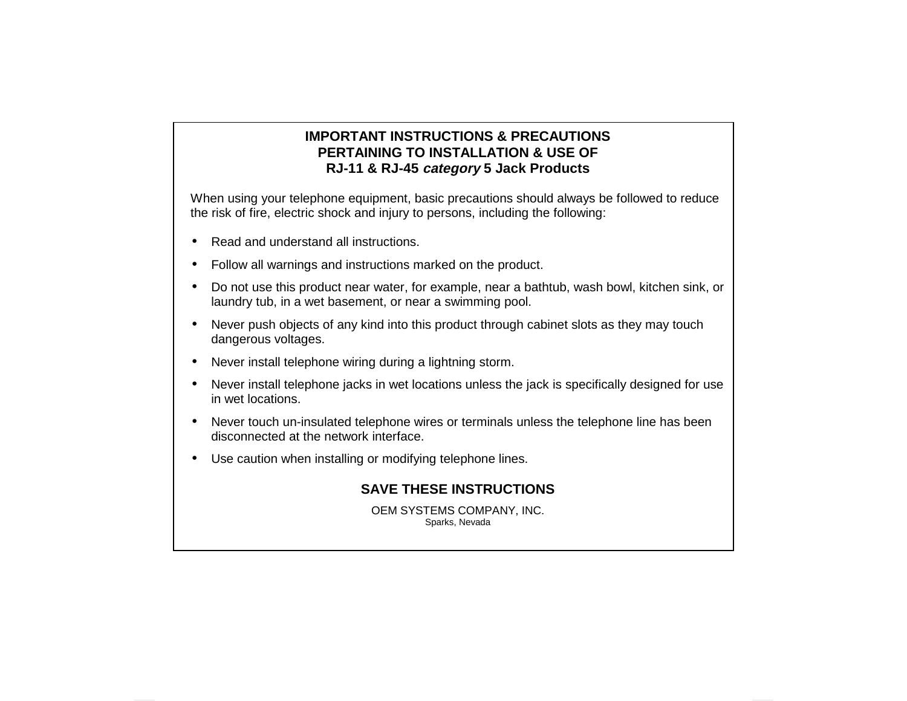# IMPORTANT INSTRUCTIONS & PRECAUTIONS PERTAINING TO INSTALLATION & USE OF RJ-11 & RJ-45 *category* 5 Jack Products

When using your telephone equipment, basic precautions should always be followed to reduce the risk of fire, electric shock and injury to persons, including the following:

- Read and understand all instructions.
- Follow all warnings and instructions marked on the product.
- Do not use this product near water, for example, near a bathtub, wash bowl, kitchen sink, or laundry tub, in a wet basement, or near a swimming pool.
- Never push objects of any kind into this product through cabinet slots as they may touch dangerous voltages.
- Never install telephone wiring during a lightning storm.
- Never install telephone jacks in wet locations unless the jack is specifically designed for use in wet locations.
- Never touch un-insulated telephone wires or terminals unless the telephone line has been disconnected at the network interface.
- Use caution when installing or modifying telephone lines.

**SAVE THESE INSTRUCTIONS**

OEM SYSTEMS COMPANY, INC.
Sparks, Nevada